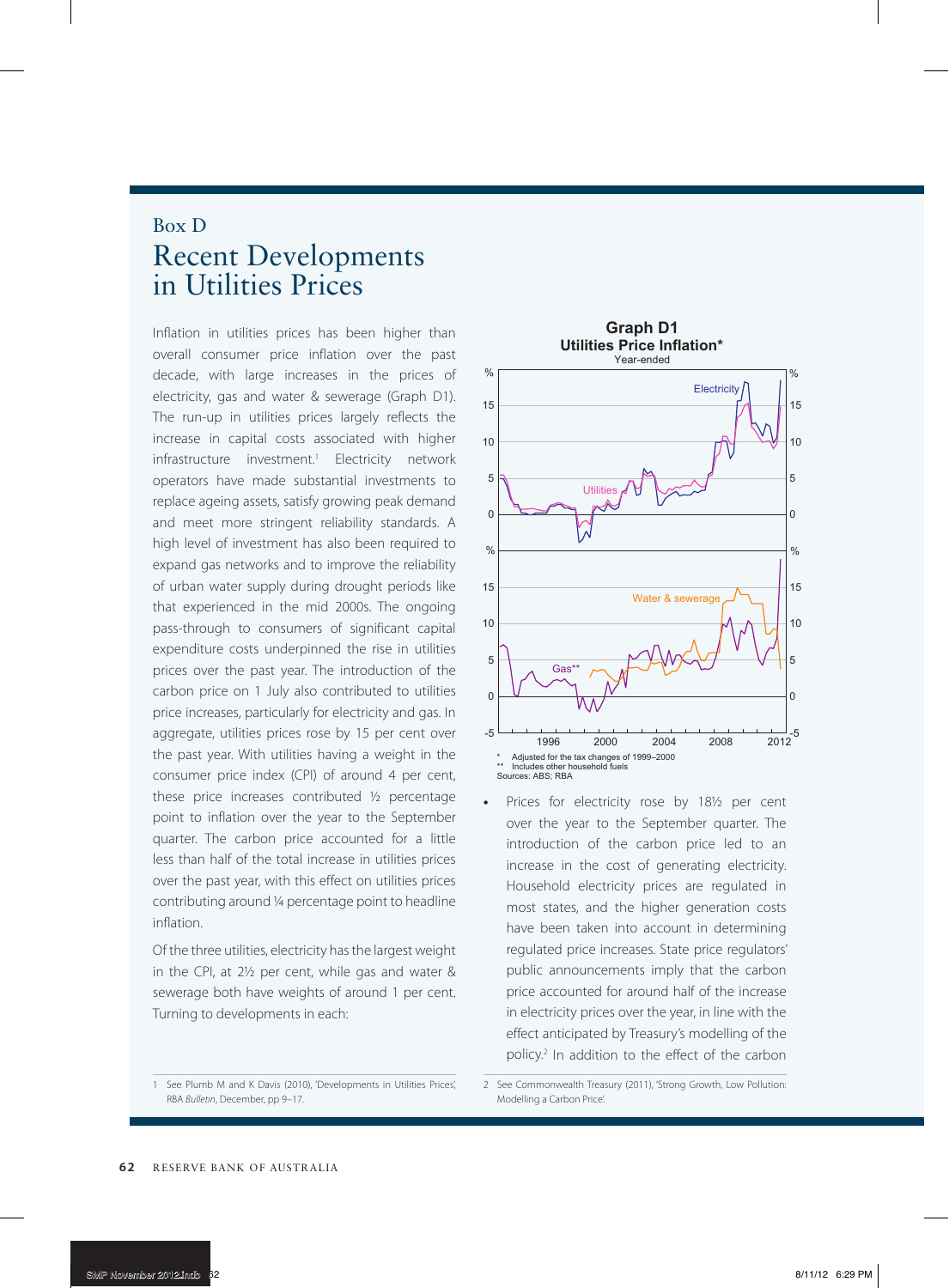Box D

# Recent Developments in Utilities Prices

Inflation in utilities prices has been higher than overall consumer price inflation over the past decade, with large increases in the prices of electricity, gas and water & sewerage (Graph D1). The run-up in utilities prices largely reflects the increase in capital costs associated with higher infrastructure investment.[1] Electricity network operators have made substantial investments to replace ageing assets, satisfy growing peak demand and meet more stringent reliability standards. A high level of investment has also been required to expand gas networks and to improve the reliability of urban water supply during drought periods like that experienced in the mid 2000s. The ongoing pass-through to consumers of significant capital expenditure costs underpinned the rise in utilities prices over the past year. The introduction of the carbon price on 1 July also contributed to utilities price increases, particularly for electricity and gas. In aggregate, utilities prices rose by 15 per cent over the past year. With utilities having a weight in the consumer price index (CPI) of around 4 per cent, these price increases contributed ½ percentage point to inflation over the year to the September quarter. The carbon price accounted for a little less than half of the total increase in utilities prices over the past year, with this effect on utilities prices contributing around ¼ percentage point to headline inflation.

Of the three utilities, electricity has the largest weight in the CPI, at 2½ per cent, while gas and water & sewerage both have weights of around 1 per cent. Turning to developments in each:

**Graph D1**
**Utilities Price Inflation***
Year-ended

\* Adjusted for the tax changes of 1999–2000
\*\* Includes other household fuels
Sources: ABS; RBA

- Prices for electricity rose by 18½ per cent over the year to the September quarter. The introduction of the carbon price led to an increase in the cost of generating electricity. Household electricity prices are regulated in most states, and the higher generation costs have been taken into account in determining regulated price increases. State price regulators' public announcements imply that the carbon price accounted for around half of the increase in electricity prices over the year, in line with the effect anticipated by Treasury's modelling of the policy.[2] In addition to the effect of the carbon

---

1 See Plumb M and K Davis (2010), 'Developments in Utilities Prices', RBA *Bulletin*, December, pp 9–17.

2 See Commonwealth Treasury (2011), 'Strong Growth, Low Pollution: Modelling a Carbon Price'.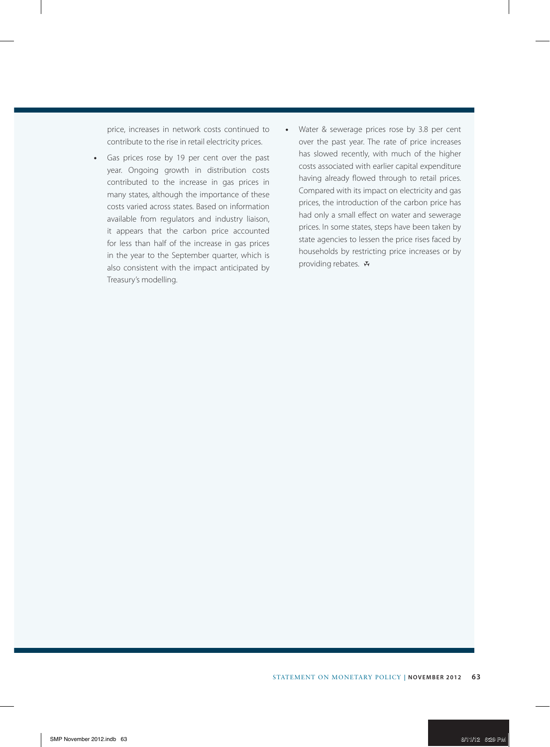price, increases in network costs continued to contribute to the rise in retail electricity prices.

- Gas prices rose by 19 per cent over the past year. Ongoing growth in distribution costs contributed to the increase in gas prices in many states, although the importance of these costs varied across states. Based on information available from regulators and industry liaison, it appears that the carbon price accounted for less than half of the increase in gas prices in the year to the September quarter, which is also consistent with the impact anticipated by Treasury's modelling.
- Water & sewerage prices rose by 3.8 per cent over the past year. The rate of price increases has slowed recently, with much of the higher costs associated with earlier capital expenditure having already flowed through to retail prices. Compared with its impact on electricity and gas prices, the introduction of the carbon price has had only a small effect on water and sewerage prices. In some states, steps have been taken by state agencies to lessen the price rises faced by households by restricting price increases or by providing rebates.